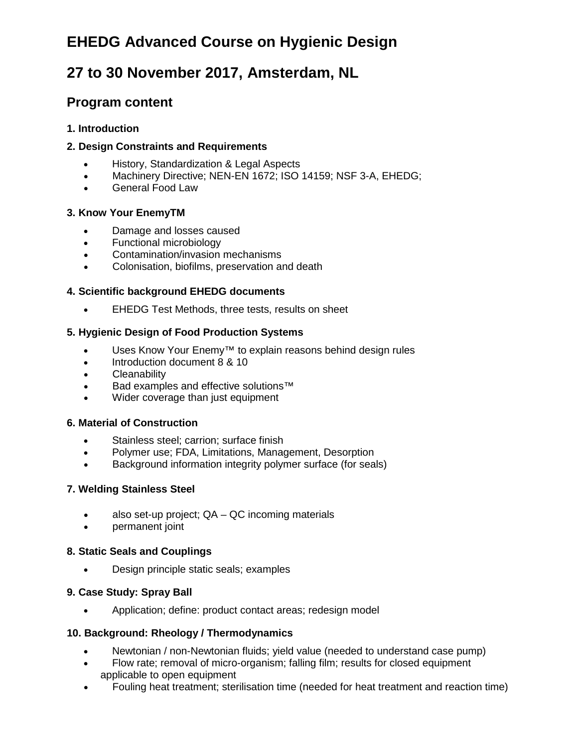# EHEDG Advanced Course on Hygienic Design

# 27 to 30 November 2017, Amsterdam, NL

## Program content

**1. Introduction**

**2. Design Constraints and Requirements**

- History, Standardization & Legal Aspects
- Machinery Directive; NEN-EN 1672; ISO 14159; NSF 3-A, EHEDG;
- General Food Law

**3. Know Your EnemyTM**

- Damage and losses caused
- Functional microbiology
- Contamination/invasion mechanisms
- Colonisation, biofilms, preservation and death

**4. Scientific background EHEDG documents**

- EHEDG Test Methods, three tests, results on sheet

**5. Hygienic Design of Food Production Systems**

- Uses Know Your Enemy™ to explain reasons behind design rules
- Introduction document 8 & 10
- Cleanability
- Bad examples and effective solutions™
- Wider coverage than just equipment

**6. Material of Construction**

- Stainless steel; carrion; surface finish
- Polymer use; FDA, Limitations, Management, Desorption
- Background information integrity polymer surface (for seals)

**7. Welding Stainless Steel**

- also set-up project; QA – QC incoming materials
- permanent joint

**8. Static Seals and Couplings**

- Design principle static seals; examples

**9. Case Study: Spray Ball**

- Application; define: product contact areas; redesign model

**10. Background: Rheology / Thermodynamics**

- Newtonian / non-Newtonian fluids; yield value (needed to understand case pump)
- Flow rate; removal of micro-organism; falling film; results for closed equipment applicable to open equipment
- Fouling heat treatment; sterilisation time (needed for heat treatment and reaction time)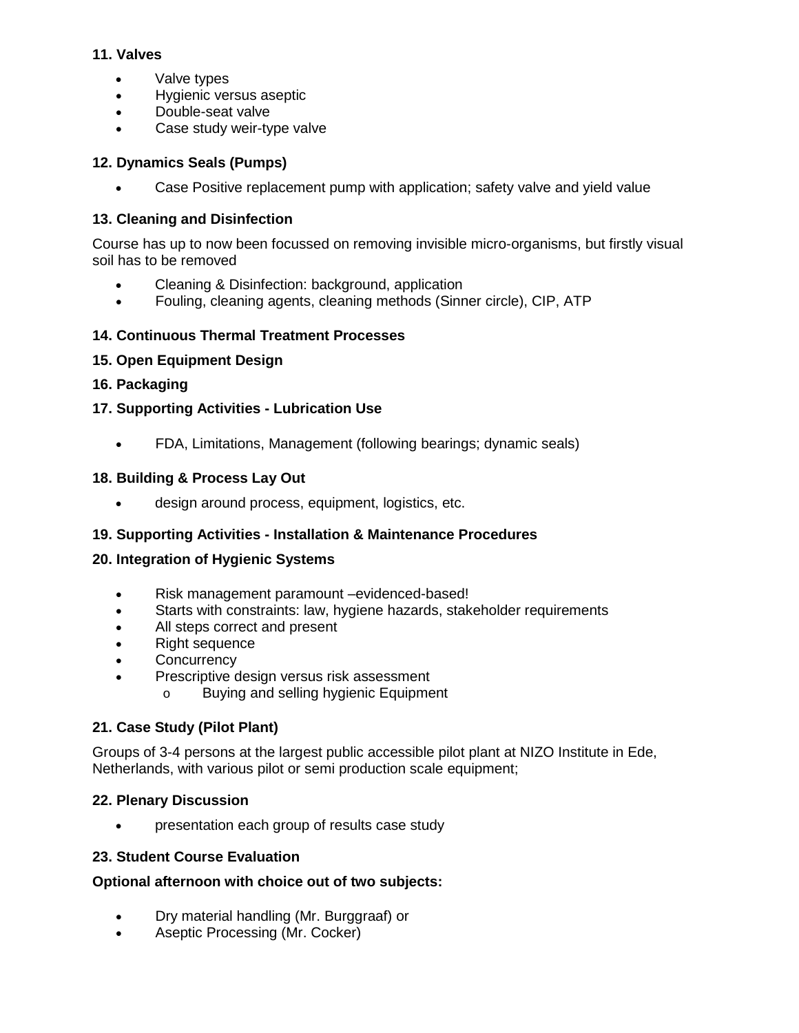**11. Valves**

- Valve types
- Hygienic versus aseptic
- Double-seat valve
- Case study weir-type valve

**12. Dynamics Seals (Pumps)**

- Case Positive replacement pump with application; safety valve and yield value

**13. Cleaning and Disinfection**

Course has up to now been focussed on removing invisible micro-organisms, but firstly visual soil has to be removed

- Cleaning & Disinfection: background, application
- Fouling, cleaning agents, cleaning methods (Sinner circle), CIP, ATP

**14. Continuous Thermal Treatment Processes**

**15. Open Equipment Design**

**16. Packaging**

**17. Supporting Activities - Lubrication Use**

- FDA, Limitations, Management (following bearings; dynamic seals)

**18. Building & Process Lay Out**

- design around process, equipment, logistics, etc.

**19. Supporting Activities - Installation & Maintenance Procedures**

**20. Integration of Hygienic Systems**

- Risk management paramount –evidenced-based!
- Starts with constraints: law, hygiene hazards, stakeholder requirements
- All steps correct and present
- Right sequence
- Concurrency
- Prescriptive design versus risk assessment
  - Buying and selling hygienic Equipment

**21. Case Study (Pilot Plant)**

Groups of 3-4 persons at the largest public accessible pilot plant at NIZO Institute in Ede, Netherlands, with various pilot or semi production scale equipment;

**22. Plenary Discussion**

- presentation each group of results case study

**23. Student Course Evaluation**

**Optional afternoon with choice out of two subjects:**

- Dry material handling (Mr. Burggraaf) or
- Aseptic Processing (Mr. Cocker)